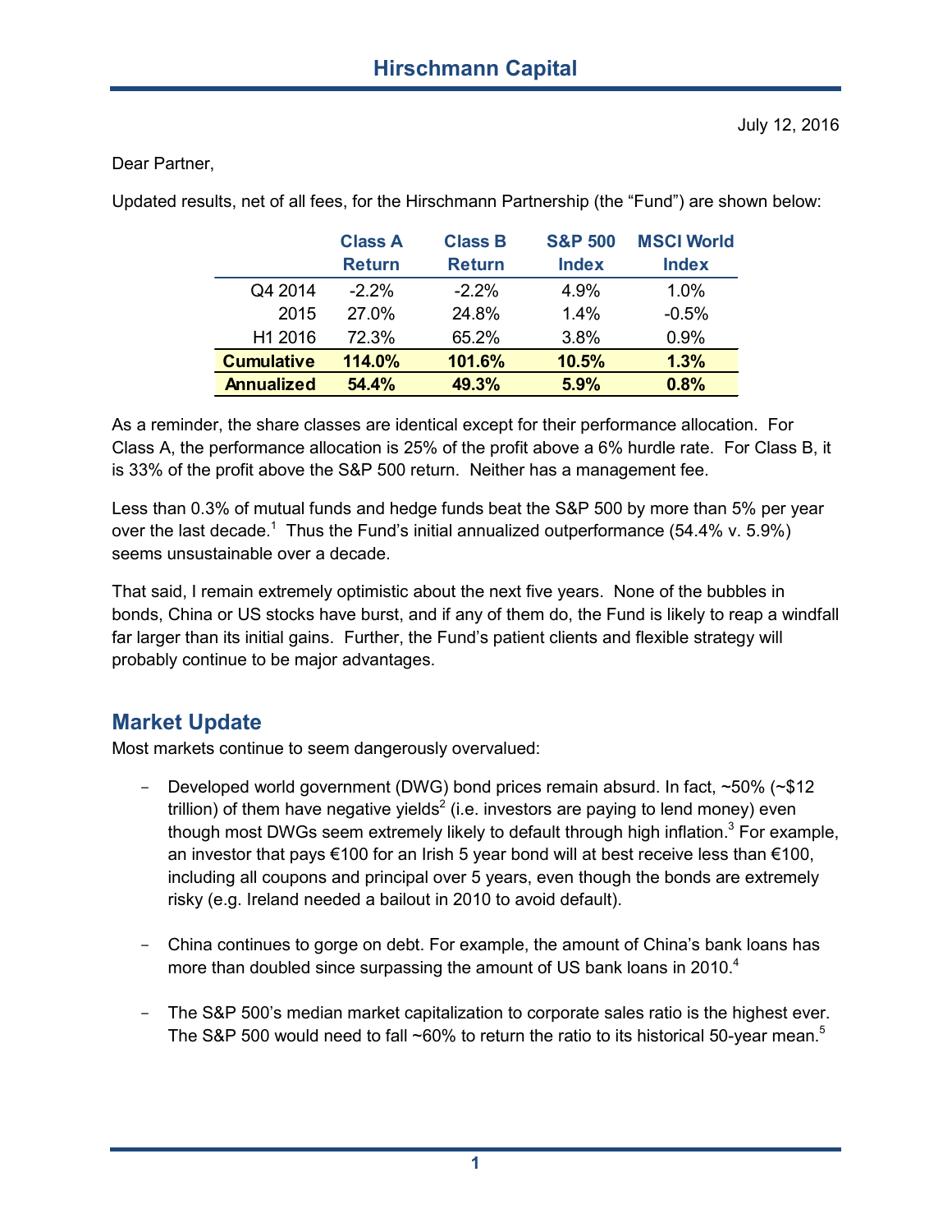# Hirschmann Capital

July 12, 2016

Dear Partner,

Updated results, net of all fees, for the Hirschmann Partnership (the "Fund") are shown below:

| | Class A Return | Class B Return | S&P 500 Index | MSCI World Index |
|---|---|---|---|---|
| Q4 2014 | -2.2% | -2.2% | 4.9% | 1.0% |
| 2015 | 27.0% | 24.8% | 1.4% | -0.5% |
| H1 2016 | 72.3% | 65.2% | 3.8% | 0.9% |
| **Cumulative** | **114.0%** | **101.6%** | **10.5%** | **1.3%** |
| **Annualized** | **54.4%** | **49.3%** | **5.9%** | **0.8%** |

As a reminder, the share classes are identical except for their performance allocation. For Class A, the performance allocation is 25% of the profit above a 6% hurdle rate. For Class B, it is 33% of the profit above the S&P 500 return. Neither has a management fee.

Less than 0.3% of mutual funds and hedge funds beat the S&P 500 by more than 5% per year over the last decade.[1] Thus the Fund's initial annualized outperformance (54.4% v. 5.9%) seems unsustainable over a decade.

That said, I remain extremely optimistic about the next five years. None of the bubbles in bonds, China or US stocks have burst, and if any of them do, the Fund is likely to reap a windfall far larger than its initial gains. Further, the Fund's patient clients and flexible strategy will probably continue to be major advantages.

## Market Update

Most markets continue to seem dangerously overvalued:

- Developed world government (DWG) bond prices remain absurd. In fact, ~50% (~$12 trillion) of them have negative yields[2] (i.e. investors are paying to lend money) even though most DWGs seem extremely likely to default through high inflation.[3] For example, an investor that pays €100 for an Irish 5 year bond will at best receive less than €100, including all coupons and principal over 5 years, even though the bonds are extremely risky (e.g. Ireland needed a bailout in 2010 to avoid default).

- China continues to gorge on debt. For example, the amount of China's bank loans has more than doubled since surpassing the amount of US bank loans in 2010.[4]

- The S&P 500's median market capitalization to corporate sales ratio is the highest ever. The S&P 500 would need to fall ~60% to return the ratio to its historical 50-year mean.[5]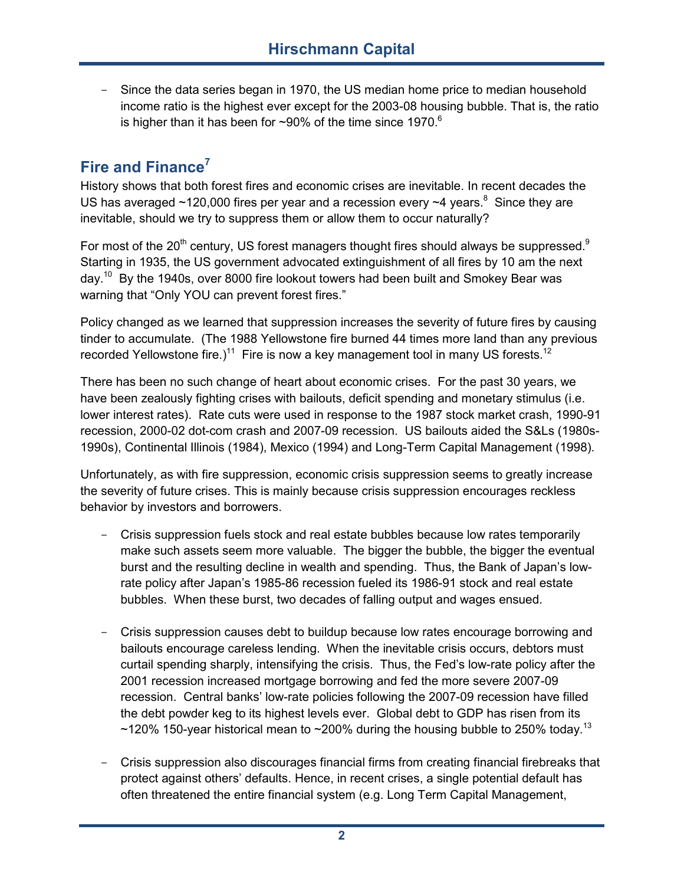- Since the data series began in 1970, the US median home price to median household income ratio is the highest ever except for the 2003-08 housing bubble. That is, the ratio is higher than it has been for ~90% of the time since 1970.[6]

## Fire and Finance[7]

History shows that both forest fires and economic crises are inevitable. In recent decades the US has averaged ~120,000 fires per year and a recession every ~4 years.[8] Since they are inevitable, should we try to suppress them or allow them to occur naturally?

For most of the 20th century, US forest managers thought fires should always be suppressed.[9] Starting in 1935, the US government advocated extinguishment of all fires by 10 am the next day.[10] By the 1940s, over 8000 fire lookout towers had been built and Smokey Bear was warning that "Only YOU can prevent forest fires."

Policy changed as we learned that suppression increases the severity of future fires by causing tinder to accumulate. (The 1988 Yellowstone fire burned 44 times more land than any previous recorded Yellowstone fire.)[11] Fire is now a key management tool in many US forests.[12]

There has been no such change of heart about economic crises. For the past 30 years, we have been zealously fighting crises with bailouts, deficit spending and monetary stimulus (i.e. lower interest rates). Rate cuts were used in response to the 1987 stock market crash, 1990-91 recession, 2000-02 dot-com crash and 2007-09 recession. US bailouts aided the S&Ls (1980s-1990s), Continental Illinois (1984), Mexico (1994) and Long-Term Capital Management (1998).

Unfortunately, as with fire suppression, economic crisis suppression seems to greatly increase the severity of future crises. This is mainly because crisis suppression encourages reckless behavior by investors and borrowers.

- Crisis suppression fuels stock and real estate bubbles because low rates temporarily make such assets seem more valuable. The bigger the bubble, the bigger the eventual burst and the resulting decline in wealth and spending. Thus, the Bank of Japan's low-rate policy after Japan's 1985-86 recession fueled its 1986-91 stock and real estate bubbles. When these burst, two decades of falling output and wages ensued.

- Crisis suppression causes debt to buildup because low rates encourage borrowing and bailouts encourage careless lending. When the inevitable crisis occurs, debtors must curtail spending sharply, intensifying the crisis. Thus, the Fed's low-rate policy after the 2001 recession increased mortgage borrowing and fed the more severe 2007-09 recession. Central banks' low-rate policies following the 2007-09 recession have filled the debt powder keg to its highest levels ever. Global debt to GDP has risen from its ~120% 150-year historical mean to ~200% during the housing bubble to 250% today.[13]

- Crisis suppression also discourages financial firms from creating financial firebreaks that protect against others' defaults. Hence, in recent crises, a single potential default has often threatened the entire financial system (e.g. Long Term Capital Management,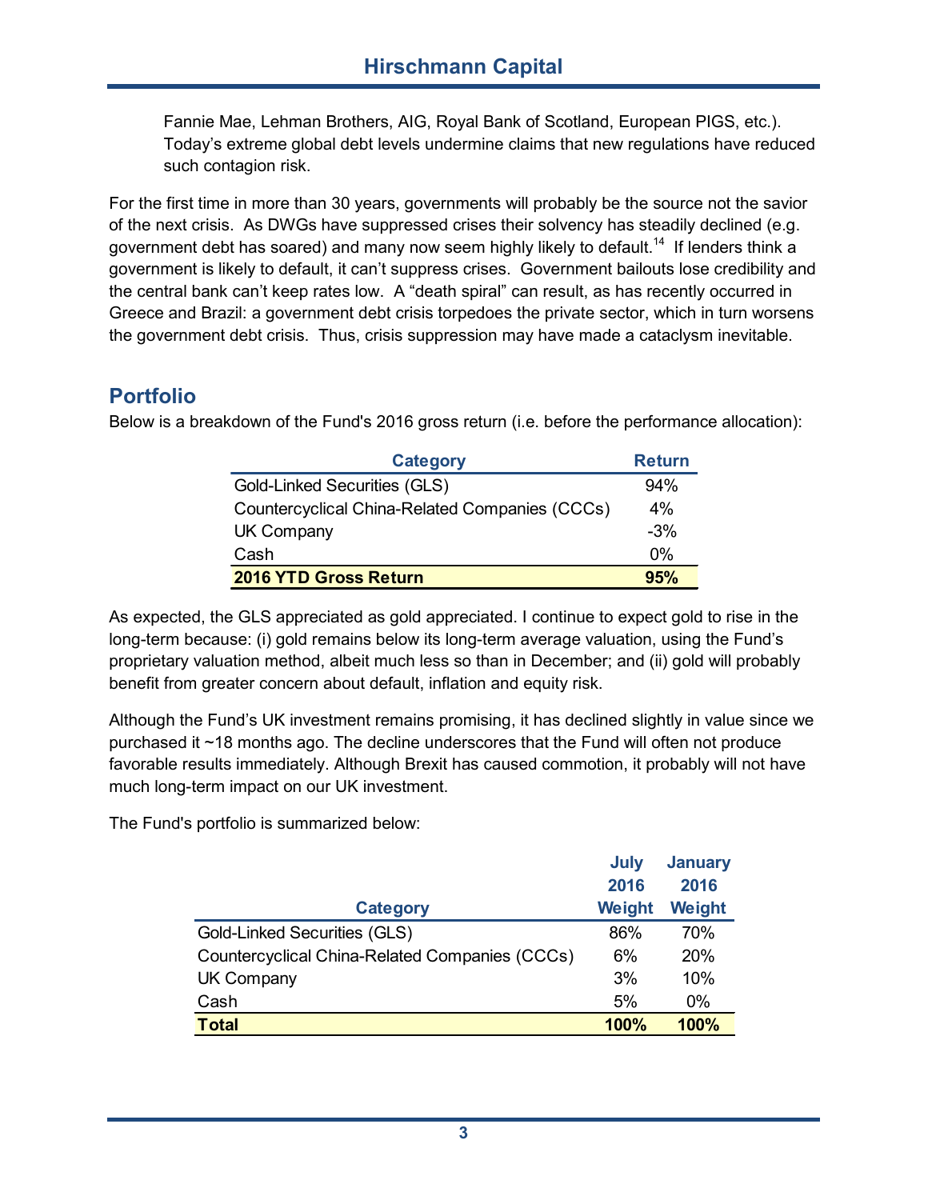Fannie Mae, Lehman Brothers, AIG, Royal Bank of Scotland, European PIGS, etc.). Today's extreme global debt levels undermine claims that new regulations have reduced such contagion risk.

For the first time in more than 30 years, governments will probably be the source not the savior of the next crisis. As DWGs have suppressed crises their solvency has steadily declined (e.g. government debt has soared) and many now seem highly likely to default.[14] If lenders think a government is likely to default, it can't suppress crises. Government bailouts lose credibility and the central bank can't keep rates low. A "death spiral" can result, as has recently occurred in Greece and Brazil: a government debt crisis torpedoes the private sector, which in turn worsens the government debt crisis. Thus, crisis suppression may have made a cataclysm inevitable.

## Portfolio

Below is a breakdown of the Fund's 2016 gross return (i.e. before the performance allocation):

| Category | Return |
|---|---|
| Gold-Linked Securities (GLS) | 94% |
| Countercyclical China-Related Companies (CCCs) | 4% |
| UK Company | -3% |
| Cash | 0% |
| **2016 YTD Gross Return** | **95%** |

As expected, the GLS appreciated as gold appreciated. I continue to expect gold to rise in the long-term because: (i) gold remains below its long-term average valuation, using the Fund's proprietary valuation method, albeit much less so than in December; and (ii) gold will probably benefit from greater concern about default, inflation and equity risk.

Although the Fund's UK investment remains promising, it has declined slightly in value since we purchased it ~18 months ago. The decline underscores that the Fund will often not produce favorable results immediately. Although Brexit has caused commotion, it probably will not have much long-term impact on our UK investment.

The Fund's portfolio is summarized below:

| Category | July 2016 Weight | January 2016 Weight |
|---|---|---|
| Gold-Linked Securities (GLS) | 86% | 70% |
| Countercyclical China-Related Companies (CCCs) | 6% | 20% |
| UK Company | 3% | 10% |
| Cash | 5% | 0% |
| **Total** | **100%** | **100%** |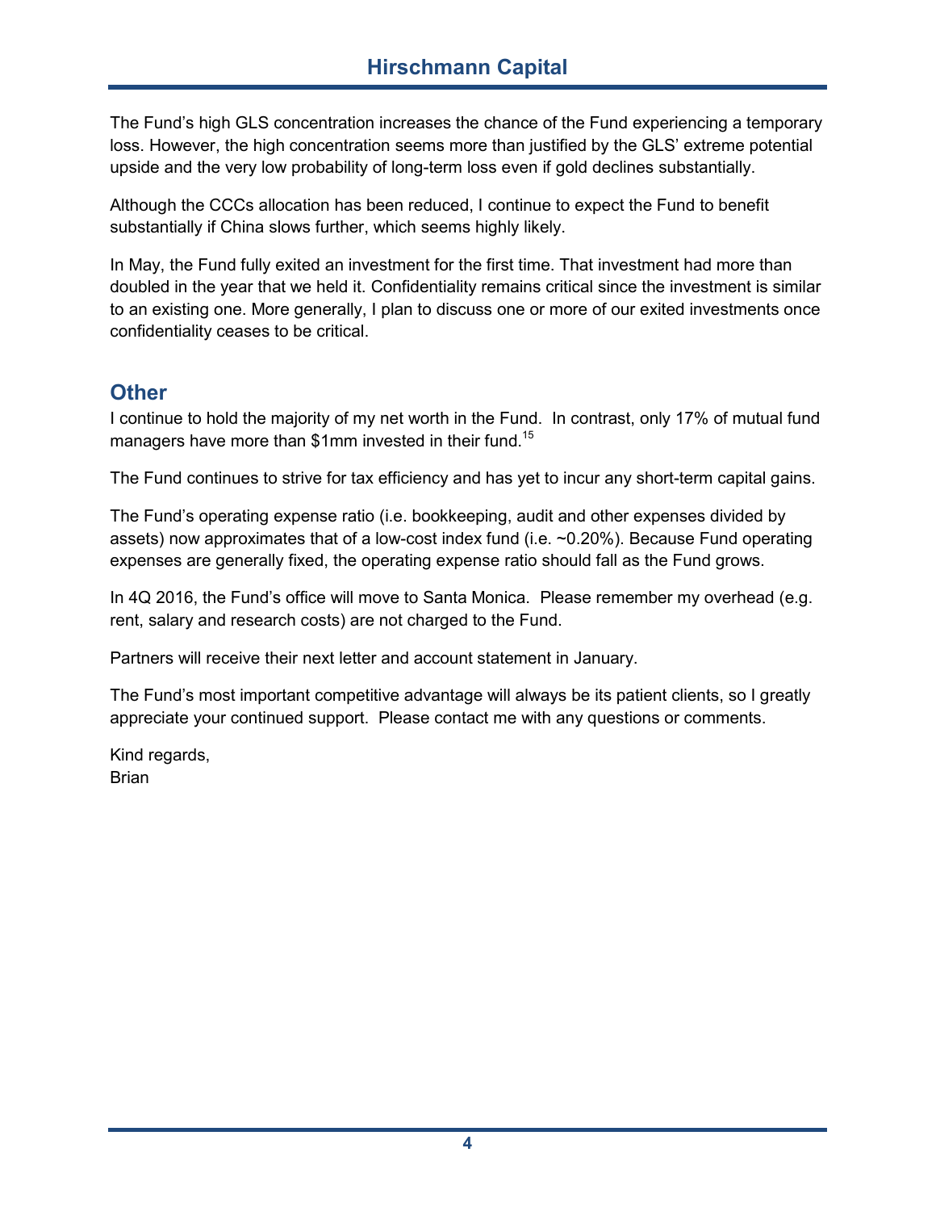The Fund's high GLS concentration increases the chance of the Fund experiencing a temporary loss. However, the high concentration seems more than justified by the GLS' extreme potential upside and the very low probability of long-term loss even if gold declines substantially.

Although the CCCs allocation has been reduced, I continue to expect the Fund to benefit substantially if China slows further, which seems highly likely.

In May, the Fund fully exited an investment for the first time. That investment had more than doubled in the year that we held it. Confidentiality remains critical since the investment is similar to an existing one. More generally, I plan to discuss one or more of our exited investments once confidentiality ceases to be critical.

## Other

I continue to hold the majority of my net worth in the Fund. In contrast, only 17% of mutual fund managers have more than $1mm invested in their fund.[15]

The Fund continues to strive for tax efficiency and has yet to incur any short-term capital gains.

The Fund's operating expense ratio (i.e. bookkeeping, audit and other expenses divided by assets) now approximates that of a low-cost index fund (i.e. ~0.20%). Because Fund operating expenses are generally fixed, the operating expense ratio should fall as the Fund grows.

In 4Q 2016, the Fund's office will move to Santa Monica. Please remember my overhead (e.g. rent, salary and research costs) are not charged to the Fund.

Partners will receive their next letter and account statement in January.

The Fund's most important competitive advantage will always be its patient clients, so I greatly appreciate your continued support. Please contact me with any questions or comments.

Kind regards,
Brian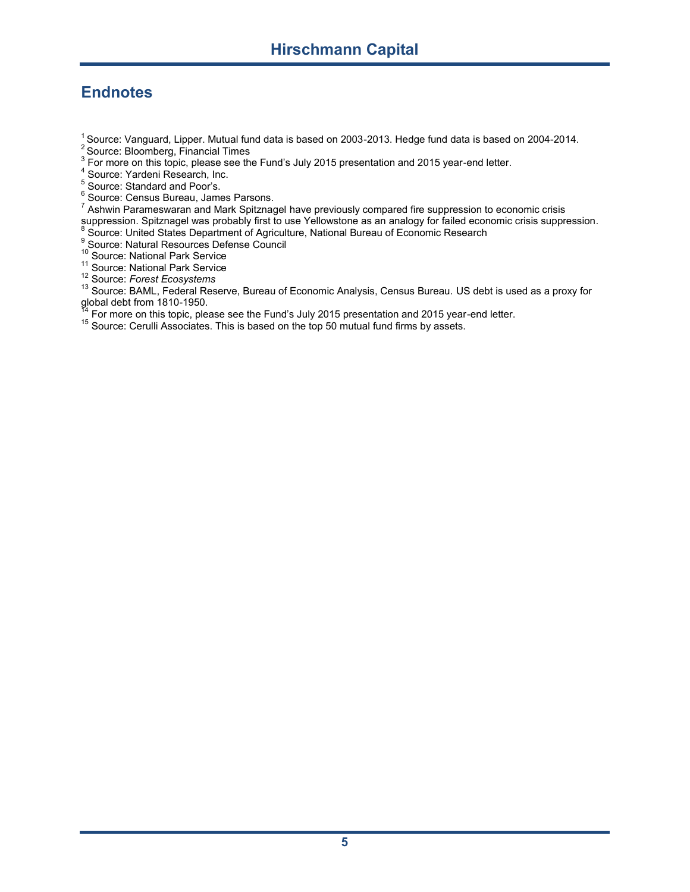## Endnotes

[1] Source: Vanguard, Lipper. Mutual fund data is based on 2003-2013. Hedge fund data is based on 2004-2014.
[2] Source: Bloomberg, Financial Times
[3] For more on this topic, please see the Fund's July 2015 presentation and 2015 year-end letter.
[4] Source: Yardeni Research, Inc.
[5] Source: Standard and Poor's.
[6] Source: Census Bureau, James Parsons.
[7] Ashwin Parameswaran and Mark Spitznagel have previously compared fire suppression to economic crisis suppression. Spitznagel was probably first to use Yellowstone as an analogy for failed economic crisis suppression.
[8] Source: United States Department of Agriculture, National Bureau of Economic Research
[9] Source: Natural Resources Defense Council
[10] Source: National Park Service
[11] Source: National Park Service
[12] Source: *Forest Ecosystems*
[13] Source: BAML, Federal Reserve, Bureau of Economic Analysis, Census Bureau. US debt is used as a proxy for global debt from 1810-1950.
[14] For more on this topic, please see the Fund's July 2015 presentation and 2015 year-end letter.
[15] Source: Cerulli Associates. This is based on the top 50 mutual fund firms by assets.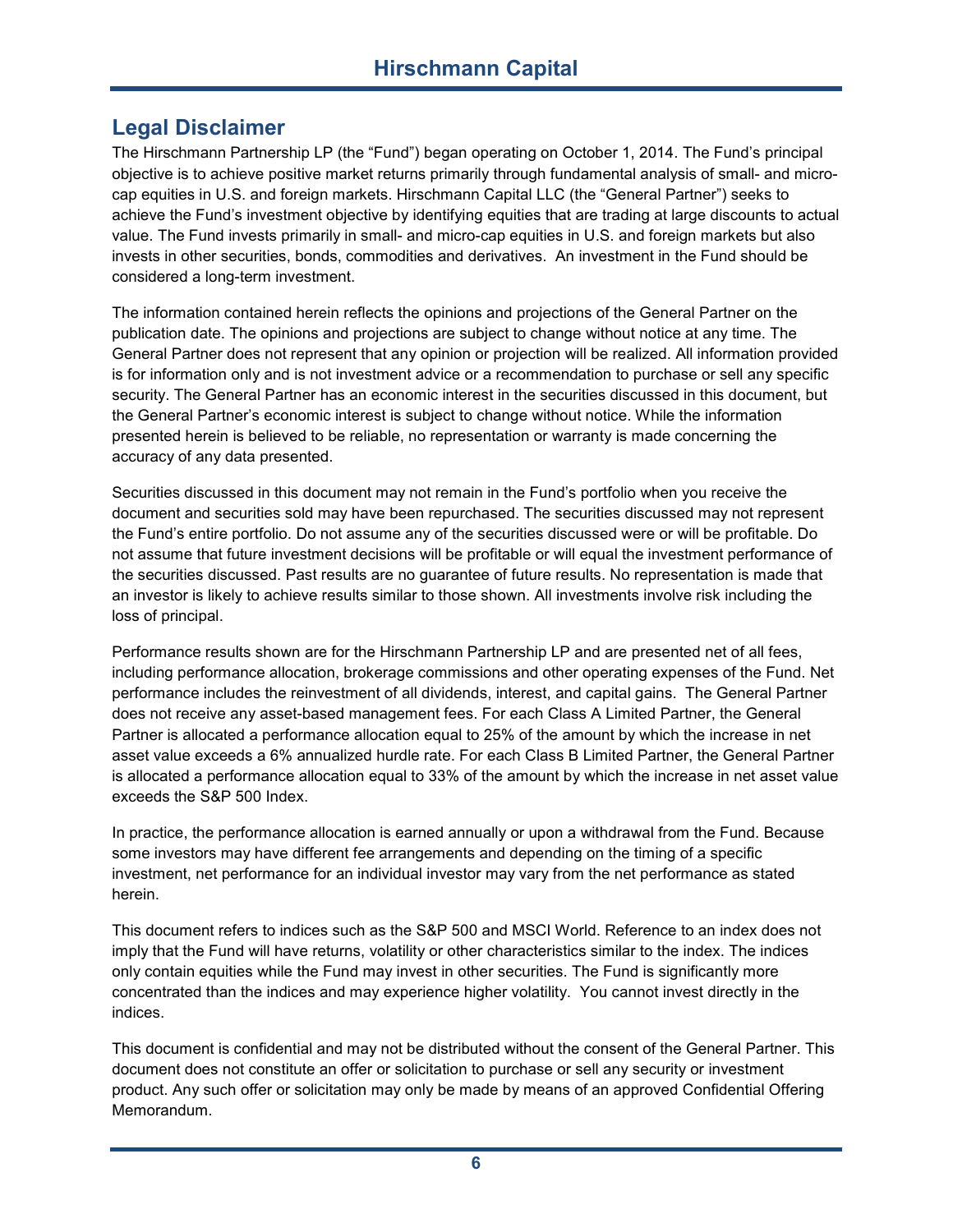## Legal Disclaimer

The Hirschmann Partnership LP (the "Fund") began operating on October 1, 2014. The Fund's principal objective is to achieve positive market returns primarily through fundamental analysis of small- and micro-cap equities in U.S. and foreign markets. Hirschmann Capital LLC (the "General Partner") seeks to achieve the Fund's investment objective by identifying equities that are trading at large discounts to actual value. The Fund invests primarily in small- and micro-cap equities in U.S. and foreign markets but also invests in other securities, bonds, commodities and derivatives. An investment in the Fund should be considered a long-term investment.

The information contained herein reflects the opinions and projections of the General Partner on the publication date. The opinions and projections are subject to change without notice at any time. The General Partner does not represent that any opinion or projection will be realized. All information provided is for information only and is not investment advice or a recommendation to purchase or sell any specific security. The General Partner has an economic interest in the securities discussed in this document, but the General Partner's economic interest is subject to change without notice. While the information presented herein is believed to be reliable, no representation or warranty is made concerning the accuracy of any data presented.

Securities discussed in this document may not remain in the Fund's portfolio when you receive the document and securities sold may have been repurchased. The securities discussed may not represent the Fund's entire portfolio. Do not assume any of the securities discussed were or will be profitable. Do not assume that future investment decisions will be profitable or will equal the investment performance of the securities discussed. Past results are no guarantee of future results. No representation is made that an investor is likely to achieve results similar to those shown. All investments involve risk including the loss of principal.

Performance results shown are for the Hirschmann Partnership LP and are presented net of all fees, including performance allocation, brokerage commissions and other operating expenses of the Fund. Net performance includes the reinvestment of all dividends, interest, and capital gains. The General Partner does not receive any asset-based management fees. For each Class A Limited Partner, the General Partner is allocated a performance allocation equal to 25% of the amount by which the increase in net asset value exceeds a 6% annualized hurdle rate. For each Class B Limited Partner, the General Partner is allocated a performance allocation equal to 33% of the amount by which the increase in net asset value exceeds the S&P 500 Index.

In practice, the performance allocation is earned annually or upon a withdrawal from the Fund. Because some investors may have different fee arrangements and depending on the timing of a specific investment, net performance for an individual investor may vary from the net performance as stated herein.

This document refers to indices such as the S&P 500 and MSCI World. Reference to an index does not imply that the Fund will have returns, volatility or other characteristics similar to the index. The indices only contain equities while the Fund may invest in other securities. The Fund is significantly more concentrated than the indices and may experience higher volatility. You cannot invest directly in the indices.

This document is confidential and may not be distributed without the consent of the General Partner. This document does not constitute an offer or solicitation to purchase or sell any security or investment product. Any such offer or solicitation may only be made by means of an approved Confidential Offering Memorandum.